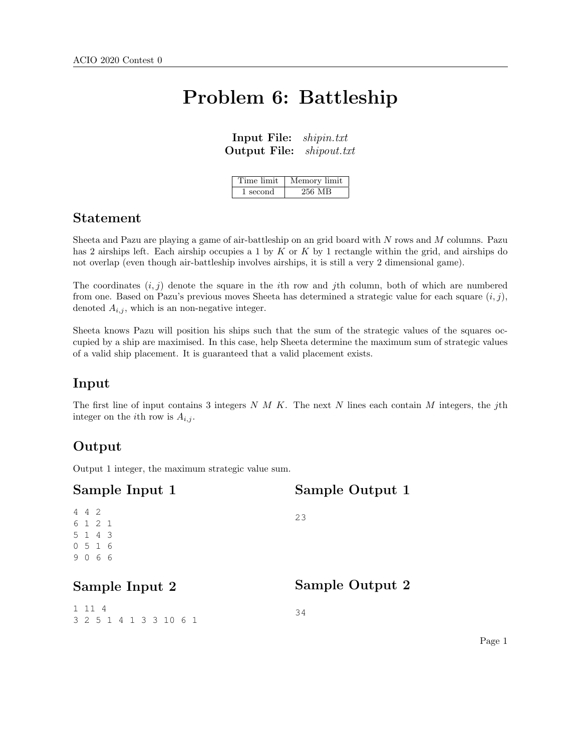# Problem 6: Battleship

**Input File:** *shipin.txt*
**Output File:** *shipout.txt*

| Time limit | Memory limit |
|---|---|
| 1 second | 256 MB |

## Statement

Sheeta and Pazu are playing a game of air-battleship on an grid board with $N$ rows and $M$ columns. Pazu has 2 airships left. Each airship occupies a 1 by $K$ or $K$ by 1 rectangle within the grid, and airships do not overlap (even though air-battleship involves airships, it is still a very 2 dimensional game).

The coordinates $(i, j)$ denote the square in the $i$th row and $j$th column, both of which are numbered from one. Based on Pazu's previous moves Sheeta has determined a strategic value for each square $(i, j)$, denoted $A_{i,j}$, which is an non-negative integer.

Sheeta knows Pazu will position his ships such that the sum of the strategic values of the squares occupied by a ship are maximised. In this case, help Sheeta determine the maximum sum of strategic values of a valid ship placement. It is guaranteed that a valid placement exists.

## Input

The first line of input contains 3 integers $N$ $M$ $K$. The next $N$ lines each contain $M$ integers, the $j$th integer on the $i$th row is $A_{i,j}$.

## Output

Output 1 integer, the maximum strategic value sum.

## Sample Input 1

```
4 4 2
6 1 2 1
5 1 4 3
0 5 1 6
9 0 6 6
```

## Sample Output 1

```
23
```

## Sample Input 2

```
1 11 4
3 2 5 1 4 1 3 3 10 6 1
```

## Sample Output 2

```
34
```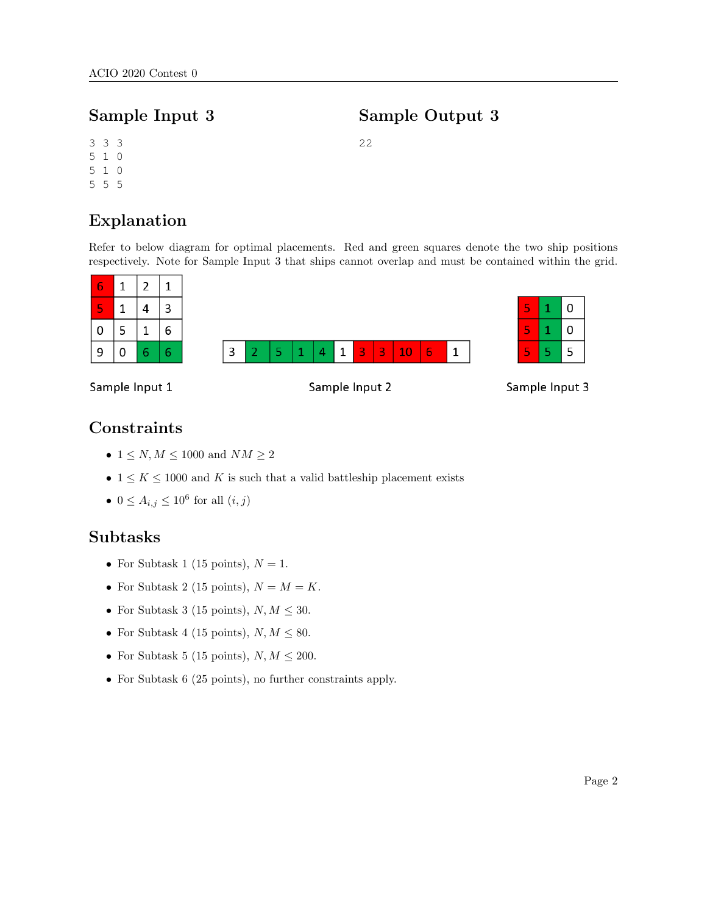## Sample Input 3

```
3 3 3
5 1 0
5 1 0
5 5 5
```

## Sample Output 3

```
22
```

## Explanation

Refer to below diagram for optimal placements. Red and green squares denote the two ship positions respectively. Note for Sample Input 3 that ships cannot overlap and must be contained within the grid.

| | | | |
|---|---|---|---|
| 6 | 1 | 2 | 1 |
| 5 | 1 | 4 | 3 |
| 0 | 5 | 1 | 6 |
| 9 | 0 | 6 | 6 |

Sample Input 1

| | | | | | | | | | | |
|---|---|---|---|---|---|---|---|---|---|---|
| 3 | 2 | 5 | 1 | 4 | 1 | 3 | 3 | 10 | 6 | 1 |

Sample Input 2

| | | |
|---|---|---|
| 5 | 1 | 0 |
| 5 | 1 | 0 |
| 5 | 5 | 5 |

Sample Input 3

## Constraints

- $1 \leq N, M \leq 1000$ and $NM \geq 2$
- $1 \leq K \leq 1000$ and $K$ is such that a valid battleship placement exists
- $0 \leq A_{i,j} \leq 10^6$ for all $(i, j)$

## Subtasks

- For Subtask 1 (15 points), $N = 1$.
- For Subtask 2 (15 points), $N = M = K$.
- For Subtask 3 (15 points), $N, M \leq 30$.
- For Subtask 4 (15 points), $N, M \leq 80$.
- For Subtask 5 (15 points), $N, M \leq 200$.
- For Subtask 6 (25 points), no further constraints apply.